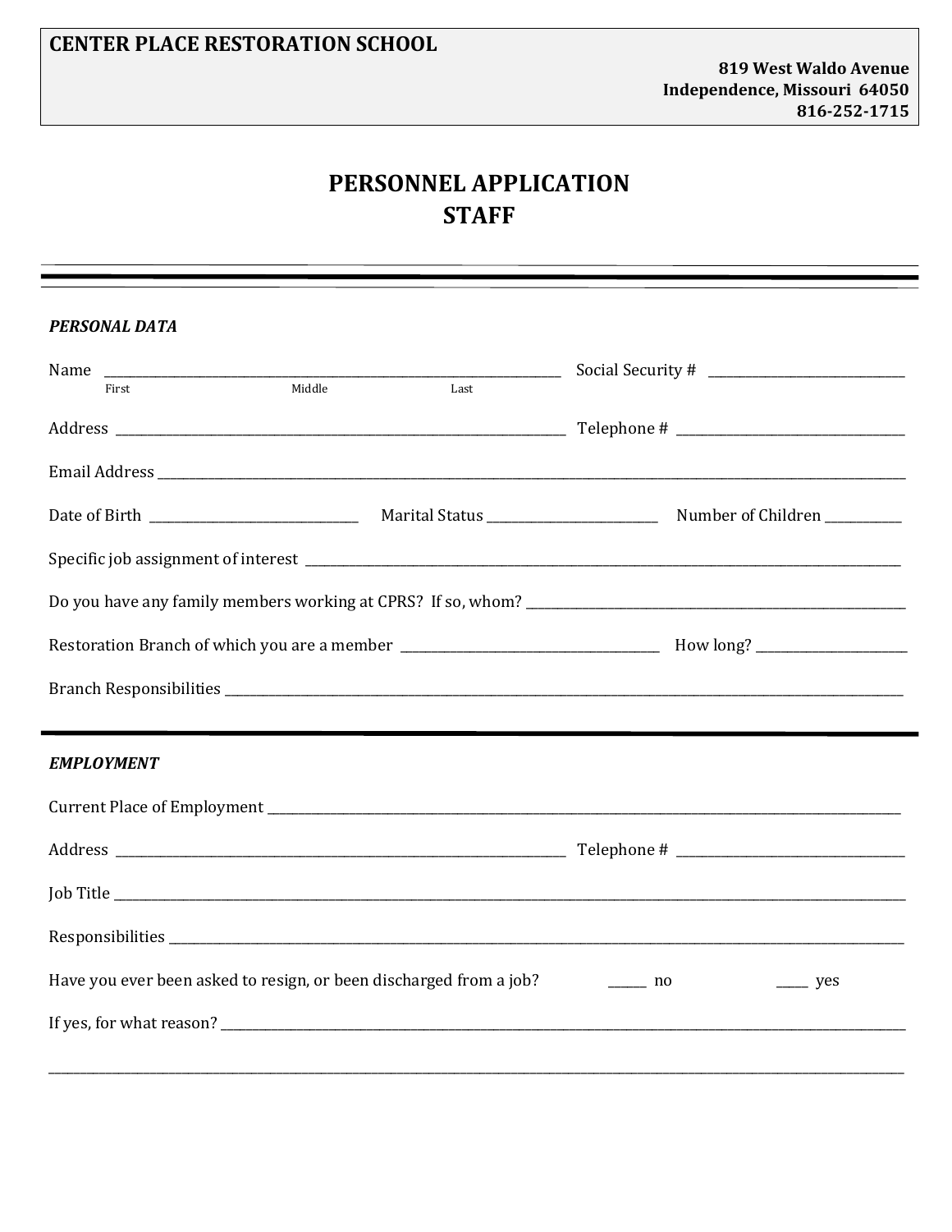**CENTER PLACE RESTORATION SCHOOL**

**819 West Waldo Avenue**
**Independence, Missouri 64050**
**816-252-1715**

# PERSONNEL APPLICATION
# STAFF

---

***PERSONAL DATA***

Name ______________________________________________ Social Security # ________________________
First Middle Last

Address ______________________________________________ Telephone # ____________________________

Email Address ____________________________________________________________________________________

Date of Birth ________________________ Marital Status ____________________ Number of Children _________

Specific job assignment of interest ____________________________________________________________________

Do you have any family members working at CPRS? If so, whom? ____________________________________________

Restoration Branch of which you are a member __________________________________ How long? __________________

Branch Responsibilities _______________________________________________________________________________

---

***EMPLOYMENT***

Current Place of Employment ___________________________________________________________________________

Address ______________________________________________ Telephone # ____________________________

Job Title ___________________________________________________________________________________________

Responsibilities _____________________________________________________________________________________

Have you ever been asked to resign, or been discharged from a job? _____ no _____ yes

If yes, for what reason? _______________________________________________________________________________

____________________________________________________________________________________________________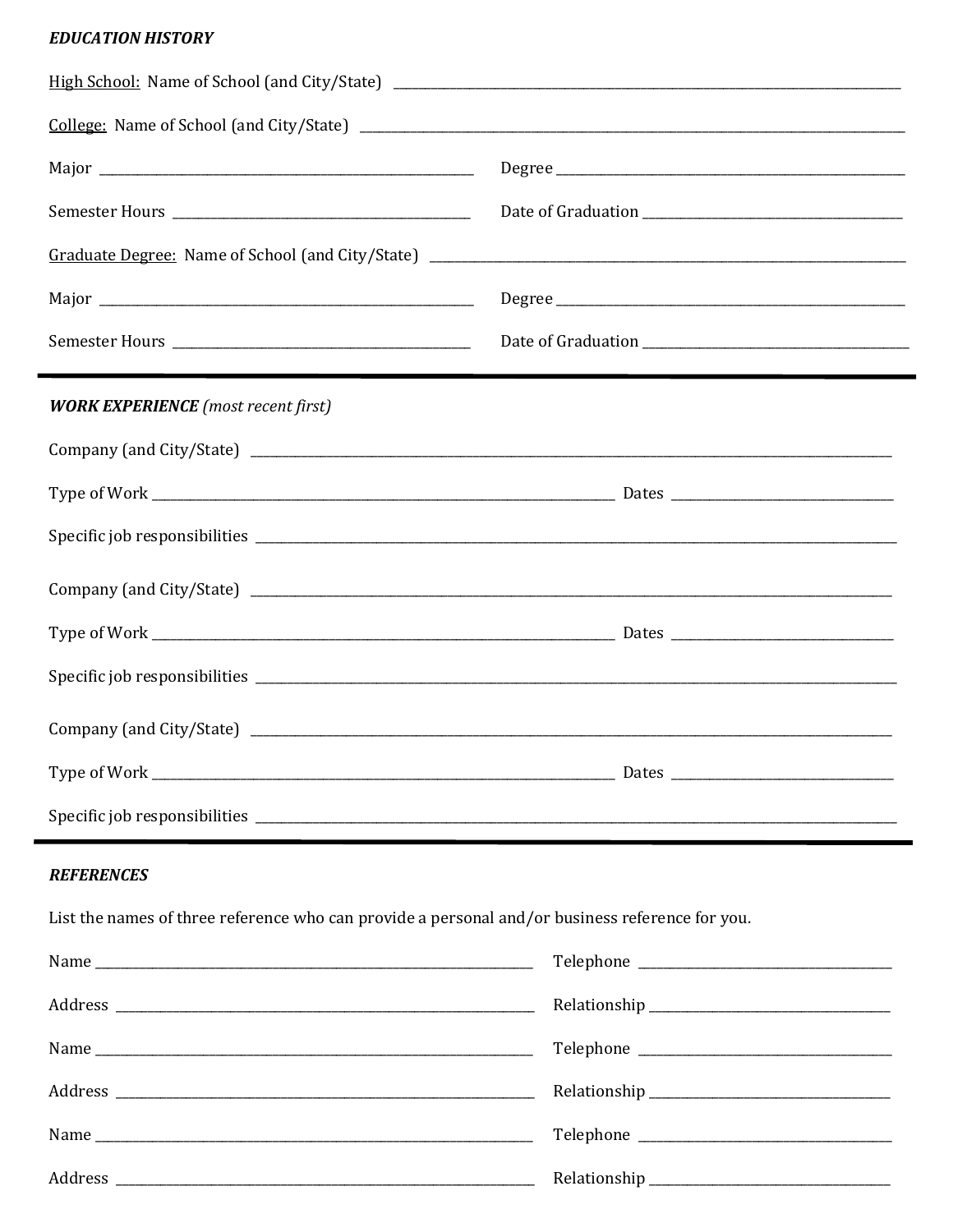***EDUCATION HISTORY***

<u>High School:</u> Name of School (and City/State) ______________________________

<u>College:</u> Name of School (and City/State) ______________________________

Major ______________________________ Degree ______________________________

Semester Hours ______________________________ Date of Graduation ______________________________

<u>Graduate Degree:</u> Name of School (and City/State) ______________________________

Major ______________________________ Degree ______________________________

Semester Hours ______________________________ Date of Graduation ______________________________

---

***WORK EXPERIENCE*** *(most recent first)*

Company (and City/State) ______________________________

Type of Work ______________________________ Dates ______________________________

Specific job responsibilities ______________________________

Company (and City/State) ______________________________

Type of Work ______________________________ Dates ______________________________

Specific job responsibilities ______________________________

Company (and City/State) ______________________________

Type of Work ______________________________ Dates ______________________________

Specific job responsibilities ______________________________

---

***REFERENCES***

List the names of three reference who can provide a personal and/or business reference for you.

Name ______________________________ Telephone ______________________________

Address ______________________________ Relationship ______________________________

Name ______________________________ Telephone ______________________________

Address ______________________________ Relationship ______________________________

Name ______________________________ Telephone ______________________________

Address ______________________________ Relationship ______________________________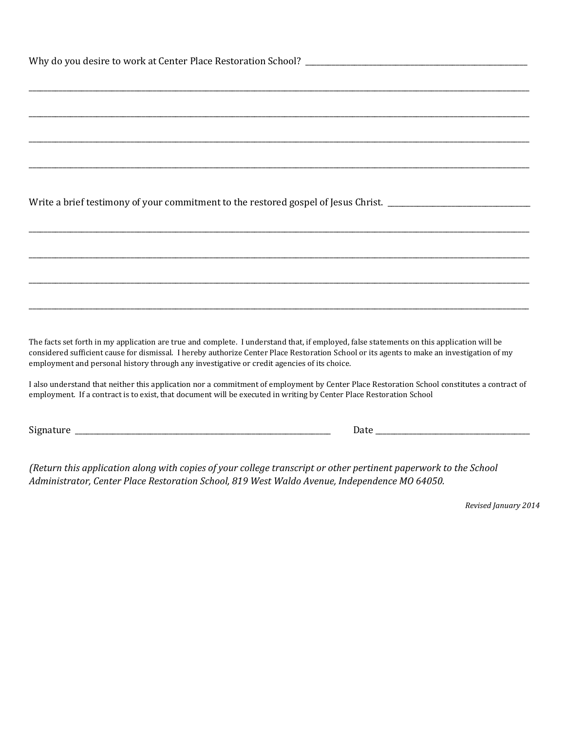Why do you desire to work at Center Place Restoration School? ______________________________

______________________________________________________________________________

______________________________________________________________________________

______________________________________________________________________________

______________________________________________________________________________

Write a brief testimony of your commitment to the restored gospel of Jesus Christ. ____________________

______________________________________________________________________________

______________________________________________________________________________

______________________________________________________________________________

______________________________________________________________________________

The facts set forth in my application are true and complete. I understand that, if employed, false statements on this application will be considered sufficient cause for dismissal. I hereby authorize Center Place Restoration School or its agents to make an investigation of my employment and personal history through any investigative or credit agencies of its choice.

I also understand that neither this application nor a commitment of employment by Center Place Restoration School constitutes a contract of employment. If a contract is to exist, that document will be executed in writing by Center Place Restoration School

Signature ____________________________________ Date ____________________

*(Return this application along with copies of your college transcript or other pertinent paperwork to the School Administrator, Center Place Restoration School, 819 West Waldo Avenue, Independence MO 64050.*

*Revised January 2014*